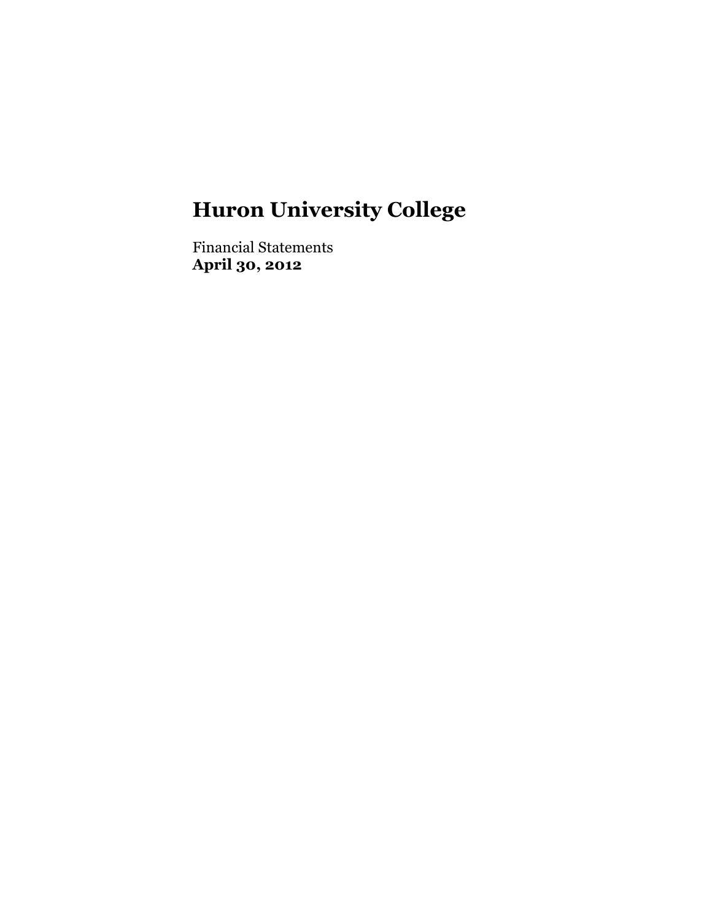# Huron University College

Financial Statements
**April 30, 2012**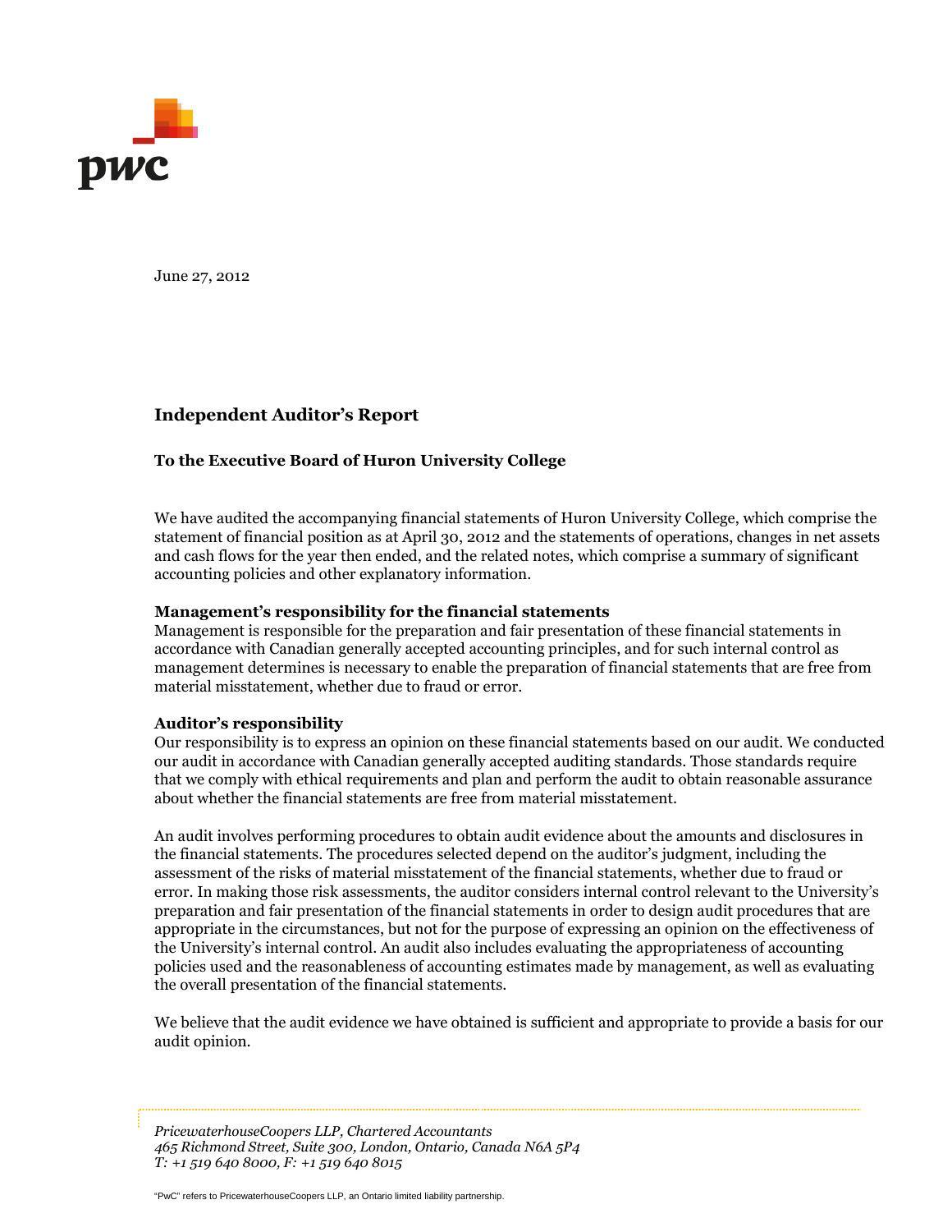June 27, 2012

## Independent Auditor's Report

### To the Executive Board of Huron University College

We have audited the accompanying financial statements of Huron University College, which comprise the statement of financial position as at April 30, 2012 and the statements of operations, changes in net assets and cash flows for the year then ended, and the related notes, which comprise a summary of significant accounting policies and other explanatory information.

**Management's responsibility for the financial statements**

Management is responsible for the preparation and fair presentation of these financial statements in accordance with Canadian generally accepted accounting principles, and for such internal control as management determines is necessary to enable the preparation of financial statements that are free from material misstatement, whether due to fraud or error.

**Auditor's responsibility**

Our responsibility is to express an opinion on these financial statements based on our audit. We conducted our audit in accordance with Canadian generally accepted auditing standards. Those standards require that we comply with ethical requirements and plan and perform the audit to obtain reasonable assurance about whether the financial statements are free from material misstatement.

An audit involves performing procedures to obtain audit evidence about the amounts and disclosures in the financial statements. The procedures selected depend on the auditor's judgment, including the assessment of the risks of material misstatement of the financial statements, whether due to fraud or error. In making those risk assessments, the auditor considers internal control relevant to the University's preparation and fair presentation of the financial statements in order to design audit procedures that are appropriate in the circumstances, but not for the purpose of expressing an opinion on the effectiveness of the University's internal control. An audit also includes evaluating the appropriateness of accounting policies used and the reasonableness of accounting estimates made by management, as well as evaluating the overall presentation of the financial statements.

We believe that the audit evidence we have obtained is sufficient and appropriate to provide a basis for our audit opinion.

*PricewaterhouseCoopers LLP, Chartered Accountants*
*465 Richmond Street, Suite 300, London, Ontario, Canada N6A 5P4*
*T: +1 519 640 8000, F: +1 519 640 8015*

"PwC" refers to PricewaterhouseCoopers LLP, an Ontario limited liability partnership.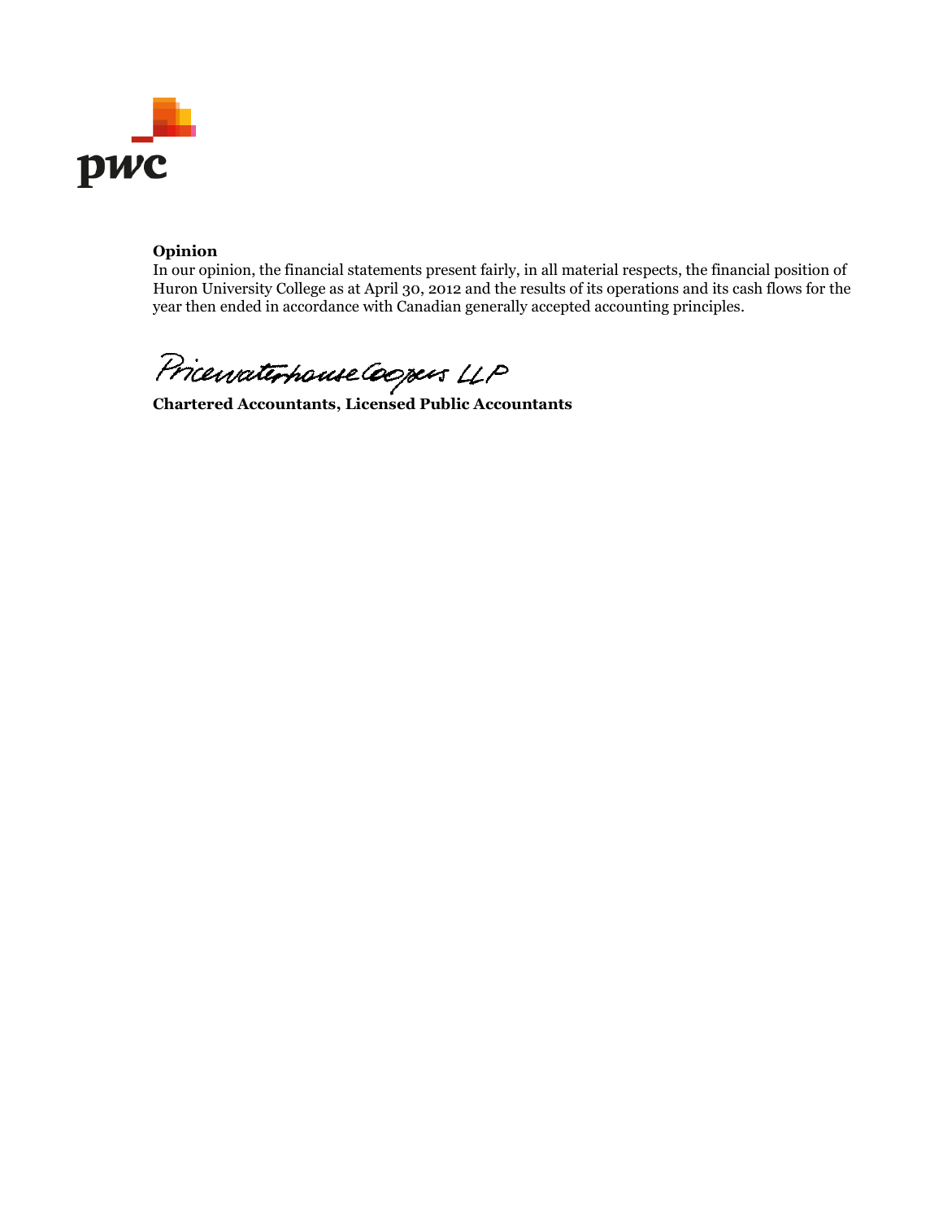**Opinion**

In our opinion, the financial statements present fairly, in all material respects, the financial position of Huron University College as at April 30, 2012 and the results of its operations and its cash flows for the year then ended in accordance with Canadian generally accepted accounting principles.

PricewaterhouseCoopers LLP

**Chartered Accountants, Licensed Public Accountants**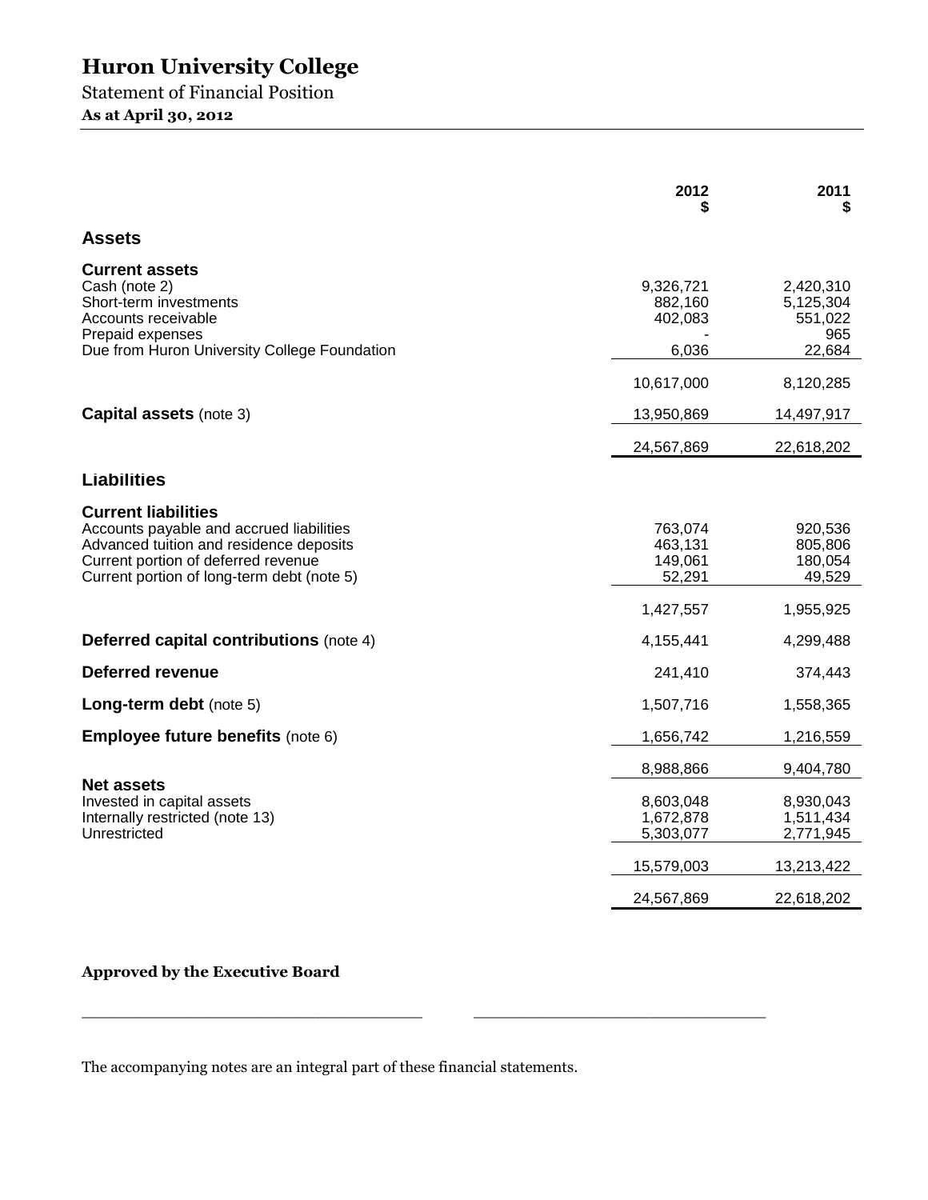# Huron University College

Statement of Financial Position

**As at April 30, 2012**

| | 2012 $ | 2011 $ |
|---|---|---|
| **Assets** | | |
| **Current assets** | | |
| Cash (note 2) | 9,326,721 | 2,420,310 |
| Short-term investments | 882,160 | 5,125,304 |
| Accounts receivable | 402,083 | 551,022 |
| Prepaid expenses | - | 965 |
| Due from Huron University College Foundation | 6,036 | 22,684 |
| | 10,617,000 | 8,120,285 |
| **Capital assets** (note 3) | 13,950,869 | 14,497,917 |
| | 24,567,869 | 22,618,202 |
| **Liabilities** | | |
| **Current liabilities** | | |
| Accounts payable and accrued liabilities | 763,074 | 920,536 |
| Advanced tuition and residence deposits | 463,131 | 805,806 |
| Current portion of deferred revenue | 149,061 | 180,054 |
| Current portion of long-term debt (note 5) | 52,291 | 49,529 |
| | 1,427,557 | 1,955,925 |
| **Deferred capital contributions** (note 4) | 4,155,441 | 4,299,488 |
| **Deferred revenue** | 241,410 | 374,443 |
| **Long-term debt** (note 5) | 1,507,716 | 1,558,365 |
| **Employee future benefits** (note 6) | 1,656,742 | 1,216,559 |
| | 8,988,866 | 9,404,780 |
| **Net assets** | | |
| Invested in capital assets | 8,603,048 | 8,930,043 |
| Internally restricted (note 13) | 1,672,878 | 1,511,434 |
| Unrestricted | 5,303,077 | 2,771,945 |
| | 15,579,003 | 13,213,422 |
| | 24,567,869 | 22,618,202 |

**Approved by the Executive Board**

\_\_\_\_\_\_\_\_\_\_\_\_\_\_\_\_\_\_\_\_\_\_\_\_\_\_\_\_\_\_\_\_\_\_ \_\_\_\_\_\_\_\_\_\_\_\_\_\_\_\_\_\_\_\_\_\_\_\_\_\_\_\_\_\_\_\_\_\_

The accompanying notes are an integral part of these financial statements.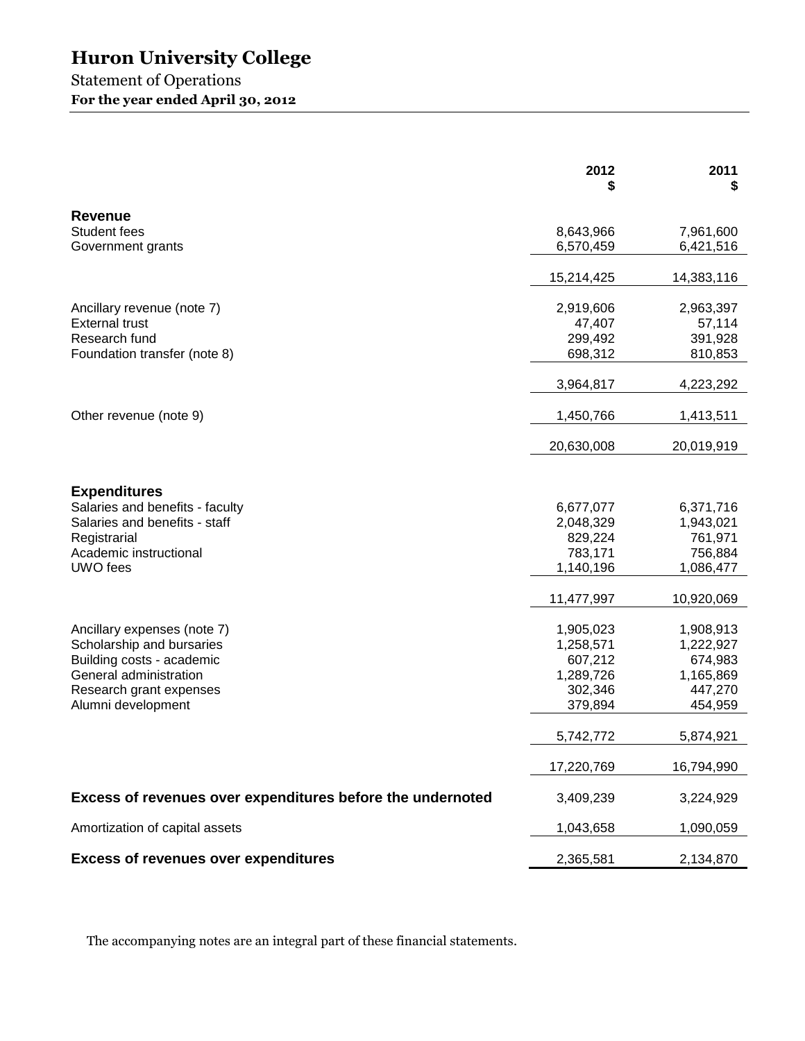# Huron University College

Statement of Operations

**For the year ended April 30, 2012**

| | 2012<br>$ | 2011<br>$ |
|---|---|---|
| **Revenue** | | |
| Student fees | 8,643,966 | 7,961,600 |
| Government grants | 6,570,459 | 6,421,516 |
| | 15,214,425 | 14,383,116 |
| Ancillary revenue (note 7) | 2,919,606 | 2,963,397 |
| External trust | 47,407 | 57,114 |
| Research fund | 299,492 | 391,928 |
| Foundation transfer (note 8) | 698,312 | 810,853 |
| | 3,964,817 | 4,223,292 |
| Other revenue (note 9) | 1,450,766 | 1,413,511 |
| | 20,630,008 | 20,019,919 |
| **Expenditures** | | |
| Salaries and benefits - faculty | 6,677,077 | 6,371,716 |
| Salaries and benefits - staff | 2,048,329 | 1,943,021 |
| Registrarial | 829,224 | 761,971 |
| Academic instructional | 783,171 | 756,884 |
| UWO fees | 1,140,196 | 1,086,477 |
| | 11,477,997 | 10,920,069 |
| Ancillary expenses (note 7) | 1,905,023 | 1,908,913 |
| Scholarship and bursaries | 1,258,571 | 1,222,927 |
| Building costs - academic | 607,212 | 674,983 |
| General administration | 1,289,726 | 1,165,869 |
| Research grant expenses | 302,346 | 447,270 |
| Alumni development | 379,894 | 454,959 |
| | 5,742,772 | 5,874,921 |
| | 17,220,769 | 16,794,990 |
| **Excess of revenues over expenditures before the undernoted** | 3,409,239 | 3,224,929 |
| Amortization of capital assets | 1,043,658 | 1,090,059 |
| **Excess of revenues over expenditures** | 2,365,581 | 2,134,870 |

The accompanying notes are an integral part of these financial statements.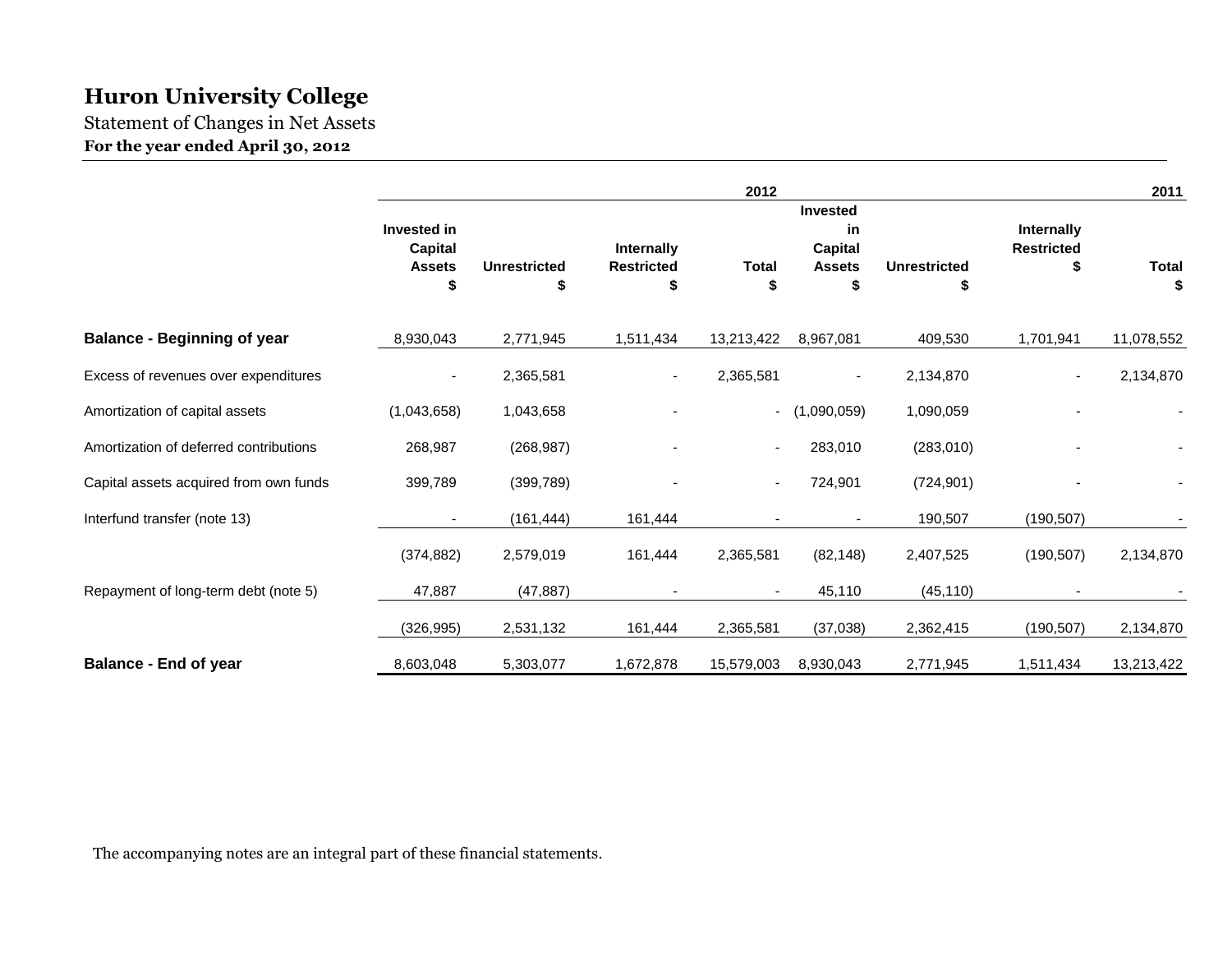# Huron University College

Statement of Changes in Net Assets

**For the year ended April 30, 2012**

| | 2012 | | | | 2011 | | | |
|---|---|---|---|---|---|---|---|---|
| | Invested in Capital Assets $ | Unrestricted $ | Internally Restricted $ | Total $ | Invested in Capital Assets $ | Unrestricted $ | Internally Restricted $ | Total $ |
| **Balance - Beginning of year** | 8,930,043 | 2,771,945 | 1,511,434 | 13,213,422 | 8,967,081 | 409,530 | 1,701,941 | 11,078,552 |
| Excess of revenues over expenditures | - | 2,365,581 | - | 2,365,581 | - | 2,134,870 | - | 2,134,870 |
| Amortization of capital assets | (1,043,658) | 1,043,658 | - | - | (1,090,059) | 1,090,059 | - | - |
| Amortization of deferred contributions | 268,987 | (268,987) | - | - | 283,010 | (283,010) | - | - |
| Capital assets acquired from own funds | 399,789 | (399,789) | - | - | 724,901 | (724,901) | - | - |
| Interfund transfer (note 13) | - | (161,444) | 161,444 | - | - | 190,507 | (190,507) | - |
| | (374,882) | 2,579,019 | 161,444 | 2,365,581 | (82,148) | 2,407,525 | (190,507) | 2,134,870 |
| Repayment of long-term debt (note 5) | 47,887 | (47,887) | - | - | 45,110 | (45,110) | - | - |
| | (326,995) | 2,531,132 | 161,444 | 2,365,581 | (37,038) | 2,362,415 | (190,507) | 2,134,870 |
| **Balance - End of year** | 8,603,048 | 5,303,077 | 1,672,878 | 15,579,003 | 8,930,043 | 2,771,945 | 1,511,434 | 13,213,422 |

The accompanying notes are an integral part of these financial statements.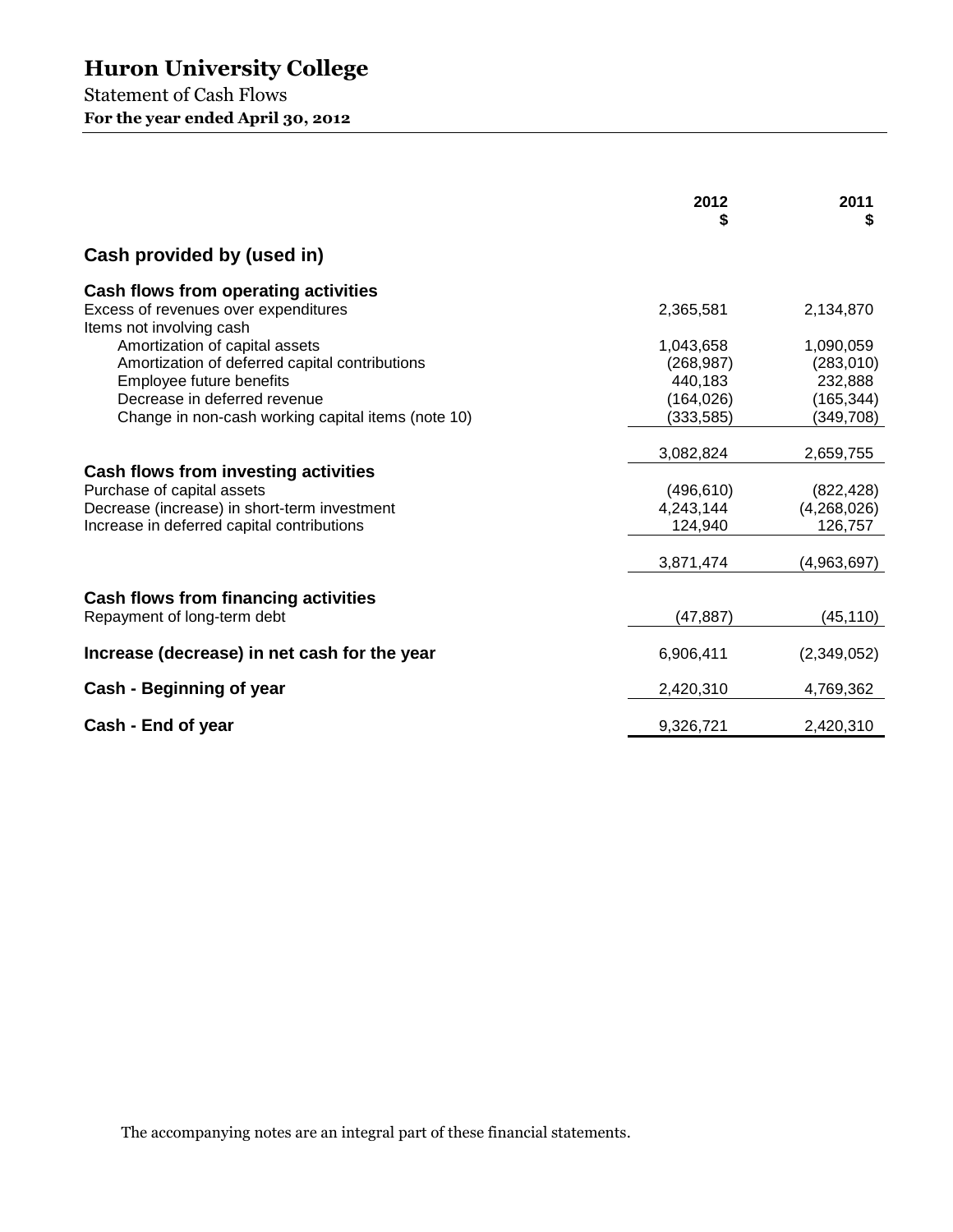# Huron University College

Statement of Cash Flows

**For the year ended April 30, 2012**

| | 2012 $ | 2011 $ |
|---|---|---|
| **Cash provided by (used in)** | | |
| **Cash flows from operating activities** | | |
| Excess of revenues over expenditures | 2,365,581 | 2,134,870 |
| Items not involving cash | | |
| Amortization of capital assets | 1,043,658 | 1,090,059 |
| Amortization of deferred capital contributions | (268,987) | (283,010) |
| Employee future benefits | 440,183 | 232,888 |
| Decrease in deferred revenue | (164,026) | (165,344) |
| Change in non-cash working capital items (note 10) | (333,585) | (349,708) |
| | 3,082,824 | 2,659,755 |
| **Cash flows from investing activities** | | |
| Purchase of capital assets | (496,610) | (822,428) |
| Decrease (increase) in short-term investment | 4,243,144 | (4,268,026) |
| Increase in deferred capital contributions | 124,940 | 126,757 |
| | 3,871,474 | (4,963,697) |
| **Cash flows from financing activities** | | |
| Repayment of long-term debt | (47,887) | (45,110) |
| **Increase (decrease) in net cash for the year** | 6,906,411 | (2,349,052) |
| **Cash - Beginning of year** | 2,420,310 | 4,769,362 |
| **Cash - End of year** | 9,326,721 | 2,420,310 |

The accompanying notes are an integral part of these financial statements.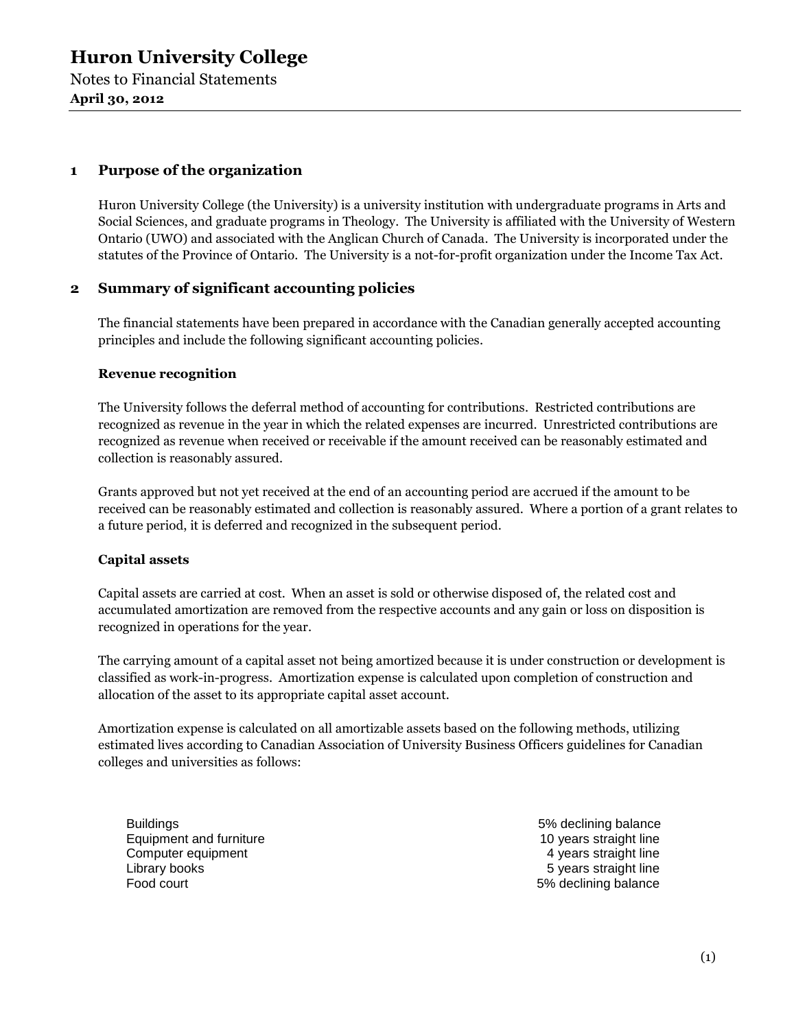# Huron University College

Notes to Financial Statements

**April 30, 2012**

## 1 Purpose of the organization

Huron University College (the University) is a university institution with undergraduate programs in Arts and Social Sciences, and graduate programs in Theology. The University is affiliated with the University of Western Ontario (UWO) and associated with the Anglican Church of Canada. The University is incorporated under the statutes of the Province of Ontario. The University is a not-for-profit organization under the Income Tax Act.

## 2 Summary of significant accounting policies

The financial statements have been prepared in accordance with the Canadian generally accepted accounting principles and include the following significant accounting policies.

### Revenue recognition

The University follows the deferral method of accounting for contributions. Restricted contributions are recognized as revenue in the year in which the related expenses are incurred. Unrestricted contributions are recognized as revenue when received or receivable if the amount received can be reasonably estimated and collection is reasonably assured.

Grants approved but not yet received at the end of an accounting period are accrued if the amount to be received can be reasonably estimated and collection is reasonably assured. Where a portion of a grant relates to a future period, it is deferred and recognized in the subsequent period.

### Capital assets

Capital assets are carried at cost. When an asset is sold or otherwise disposed of, the related cost and accumulated amortization are removed from the respective accounts and any gain or loss on disposition is recognized in operations for the year.

The carrying amount of a capital asset not being amortized because it is under construction or development is classified as work-in-progress. Amortization expense is calculated upon completion of construction and allocation of the asset to its appropriate capital asset account.

Amortization expense is calculated on all amortizable assets based on the following methods, utilizing estimated lives according to Canadian Association of University Business Officers guidelines for Canadian colleges and universities as follows:

| | |
|---|---|
| Buildings | 5% declining balance |
| Equipment and furniture | 10 years straight line |
| Computer equipment | 4 years straight line |
| Library books | 5 years straight line |
| Food court | 5% declining balance |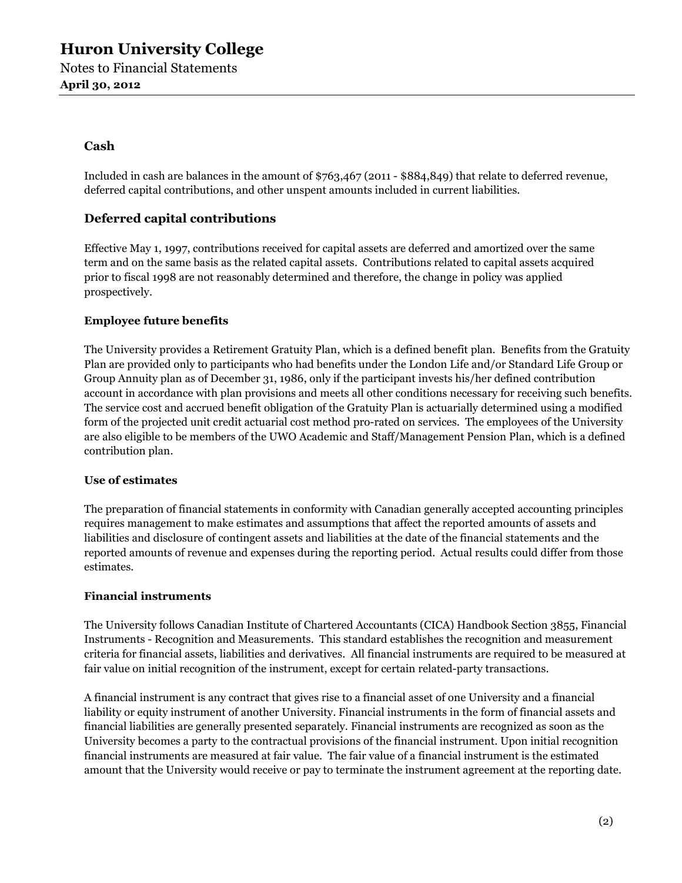### Cash

Included in cash are balances in the amount of $763,467 (2011 - $884,849) that relate to deferred revenue, deferred capital contributions, and other unspent amounts included in current liabilities.

### Deferred capital contributions

Effective May 1, 1997, contributions received for capital assets are deferred and amortized over the same term and on the same basis as the related capital assets. Contributions related to capital assets acquired prior to fiscal 1998 are not reasonably determined and therefore, the change in policy was applied prospectively.

#### Employee future benefits

The University provides a Retirement Gratuity Plan, which is a defined benefit plan. Benefits from the Gratuity Plan are provided only to participants who had benefits under the London Life and/or Standard Life Group or Group Annuity plan as of December 31, 1986, only if the participant invests his/her defined contribution account in accordance with plan provisions and meets all other conditions necessary for receiving such benefits. The service cost and accrued benefit obligation of the Gratuity Plan is actuarially determined using a modified form of the projected unit credit actuarial cost method pro-rated on services. The employees of the University are also eligible to be members of the UWO Academic and Staff/Management Pension Plan, which is a defined contribution plan.

#### Use of estimates

The preparation of financial statements in conformity with Canadian generally accepted accounting principles requires management to make estimates and assumptions that affect the reported amounts of assets and liabilities and disclosure of contingent assets and liabilities at the date of the financial statements and the reported amounts of revenue and expenses during the reporting period. Actual results could differ from those estimates.

#### Financial instruments

The University follows Canadian Institute of Chartered Accountants (CICA) Handbook Section 3855, Financial Instruments - Recognition and Measurements. This standard establishes the recognition and measurement criteria for financial assets, liabilities and derivatives. All financial instruments are required to be measured at fair value on initial recognition of the instrument, except for certain related-party transactions.

A financial instrument is any contract that gives rise to a financial asset of one University and a financial liability or equity instrument of another University. Financial instruments in the form of financial assets and financial liabilities are generally presented separately. Financial instruments are recognized as soon as the University becomes a party to the contractual provisions of the financial instrument. Upon initial recognition financial instruments are measured at fair value. The fair value of a financial instrument is the estimated amount that the University would receive or pay to terminate the instrument agreement at the reporting date.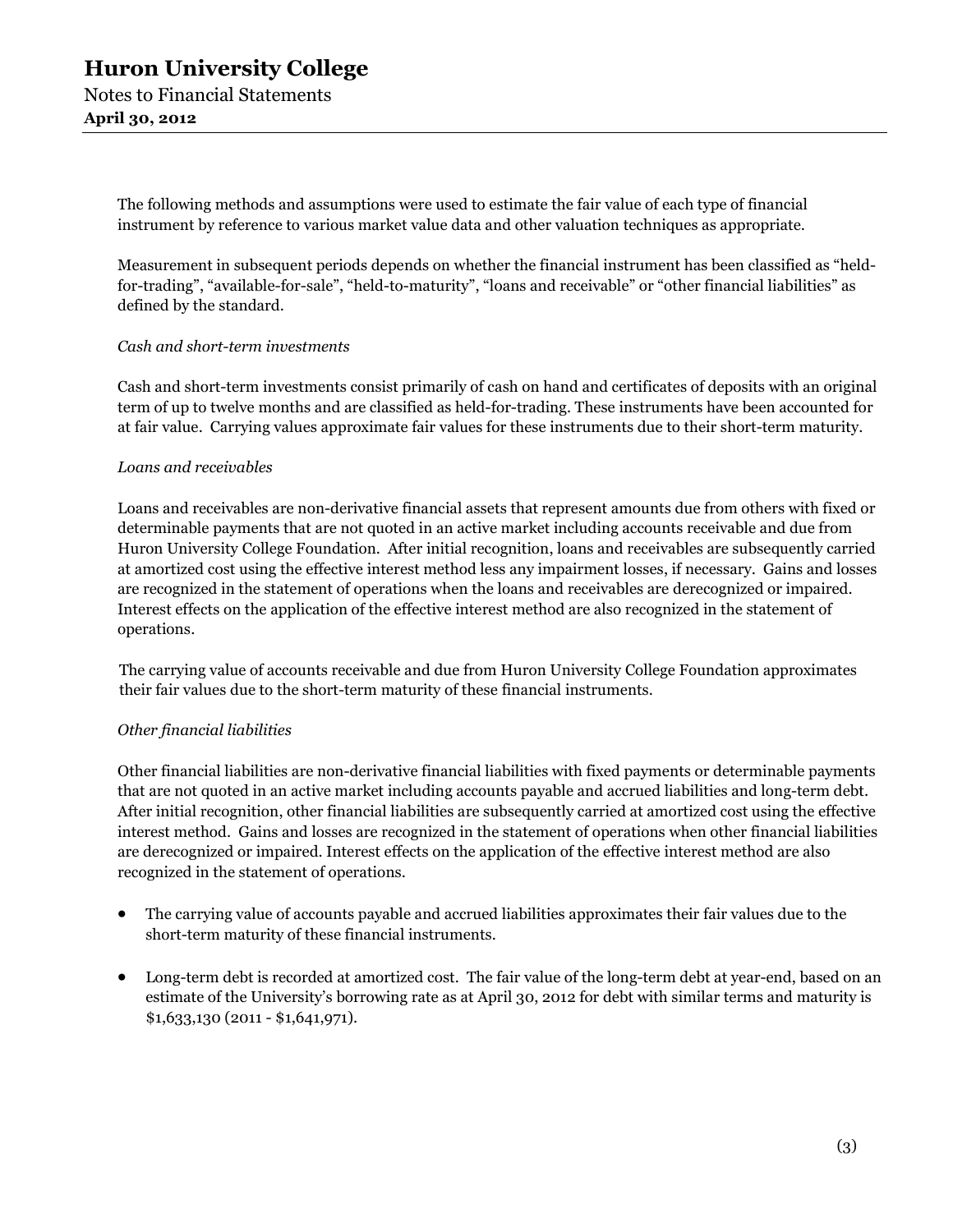The following methods and assumptions were used to estimate the fair value of each type of financial instrument by reference to various market value data and other valuation techniques as appropriate.

Measurement in subsequent periods depends on whether the financial instrument has been classified as "held-for-trading", "available-for-sale", "held-to-maturity", "loans and receivable" or "other financial liabilities" as defined by the standard.

*Cash and short-term investments*

Cash and short-term investments consist primarily of cash on hand and certificates of deposits with an original term of up to twelve months and are classified as held-for-trading. These instruments have been accounted for at fair value. Carrying values approximate fair values for these instruments due to their short-term maturity.

*Loans and receivables*

Loans and receivables are non-derivative financial assets that represent amounts due from others with fixed or determinable payments that are not quoted in an active market including accounts receivable and due from Huron University College Foundation. After initial recognition, loans and receivables are subsequently carried at amortized cost using the effective interest method less any impairment losses, if necessary. Gains and losses are recognized in the statement of operations when the loans and receivables are derecognized or impaired. Interest effects on the application of the effective interest method are also recognized in the statement of operations.

The carrying value of accounts receivable and due from Huron University College Foundation approximates their fair values due to the short-term maturity of these financial instruments.

*Other financial liabilities*

Other financial liabilities are non-derivative financial liabilities with fixed payments or determinable payments that are not quoted in an active market including accounts payable and accrued liabilities and long-term debt. After initial recognition, other financial liabilities are subsequently carried at amortized cost using the effective interest method. Gains and losses are recognized in the statement of operations when other financial liabilities are derecognized or impaired. Interest effects on the application of the effective interest method are also recognized in the statement of operations.

- The carrying value of accounts payable and accrued liabilities approximates their fair values due to the short-term maturity of these financial instruments.
- Long-term debt is recorded at amortized cost. The fair value of the long-term debt at year-end, based on an estimate of the University's borrowing rate as at April 30, 2012 for debt with similar terms and maturity is $1,633,130 (2011 - $1,641,971).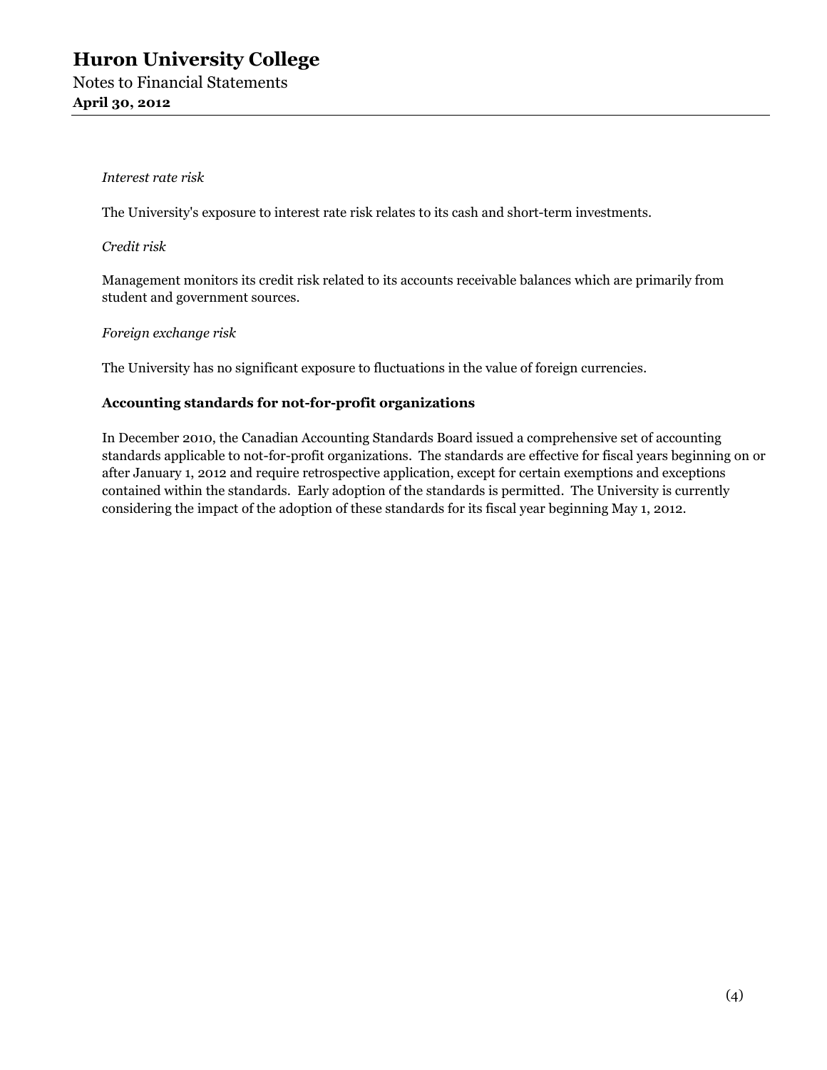*Interest rate risk*

The University's exposure to interest rate risk relates to its cash and short-term investments.

*Credit risk*

Management monitors its credit risk related to its accounts receivable balances which are primarily from student and government sources.

*Foreign exchange risk*

The University has no significant exposure to fluctuations in the value of foreign currencies.

**Accounting standards for not-for-profit organizations**

In December 2010, the Canadian Accounting Standards Board issued a comprehensive set of accounting standards applicable to not-for-profit organizations. The standards are effective for fiscal years beginning on or after January 1, 2012 and require retrospective application, except for certain exemptions and exceptions contained within the standards. Early adoption of the standards is permitted. The University is currently considering the impact of the adoption of these standards for its fiscal year beginning May 1, 2012.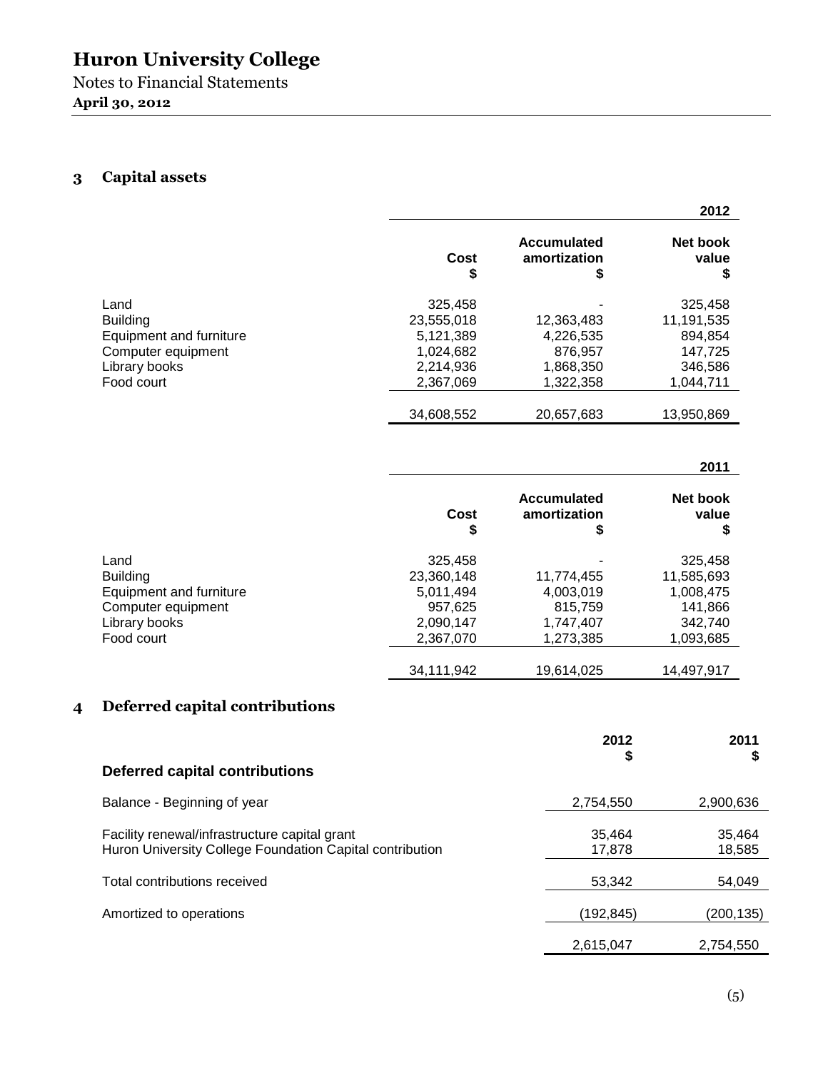# Huron University College

Notes to Financial Statements

**April 30, 2012**

## 3 Capital assets

| | | | 2012 |
|---|---|---|---|
| | Cost<br>$ | Accumulated amortization<br>$ | Net book value<br>$ |
| Land | 325,458 | - | 325,458 |
| Building | 23,555,018 | 12,363,483 | 11,191,535 |
| Equipment and furniture | 5,121,389 | 4,226,535 | 894,854 |
| Computer equipment | 1,024,682 | 876,957 | 147,725 |
| Library books | 2,214,936 | 1,868,350 | 346,586 |
| Food court | 2,367,069 | 1,322,358 | 1,044,711 |
| | 34,608,552 | 20,657,683 | 13,950,869 |

| | | | 2011 |
|---|---|---|---|
| | Cost<br>$ | Accumulated amortization<br>$ | Net book value<br>$ |
| Land | 325,458 | - | 325,458 |
| Building | 23,360,148 | 11,774,455 | 11,585,693 |
| Equipment and furniture | 5,011,494 | 4,003,019 | 1,008,475 |
| Computer equipment | 957,625 | 815,759 | 141,866 |
| Library books | 2,090,147 | 1,747,407 | 342,740 |
| Food court | 2,367,070 | 1,273,385 | 1,093,685 |
| | 34,111,942 | 19,614,025 | 14,497,917 |

## 4 Deferred capital contributions

| **Deferred capital contributions** | 2012<br>$ | 2011<br>$ |
|---|---|---|
| Balance - Beginning of year | 2,754,550 | 2,900,636 |
| Facility renewal/infrastructure capital grant | 35,464 | 35,464 |
| Huron University College Foundation Capital contribution | 17,878 | 18,585 |
| Total contributions received | 53,342 | 54,049 |
| Amortized to operations | (192,845) | (200,135) |
| | 2,615,047 | 2,754,550 |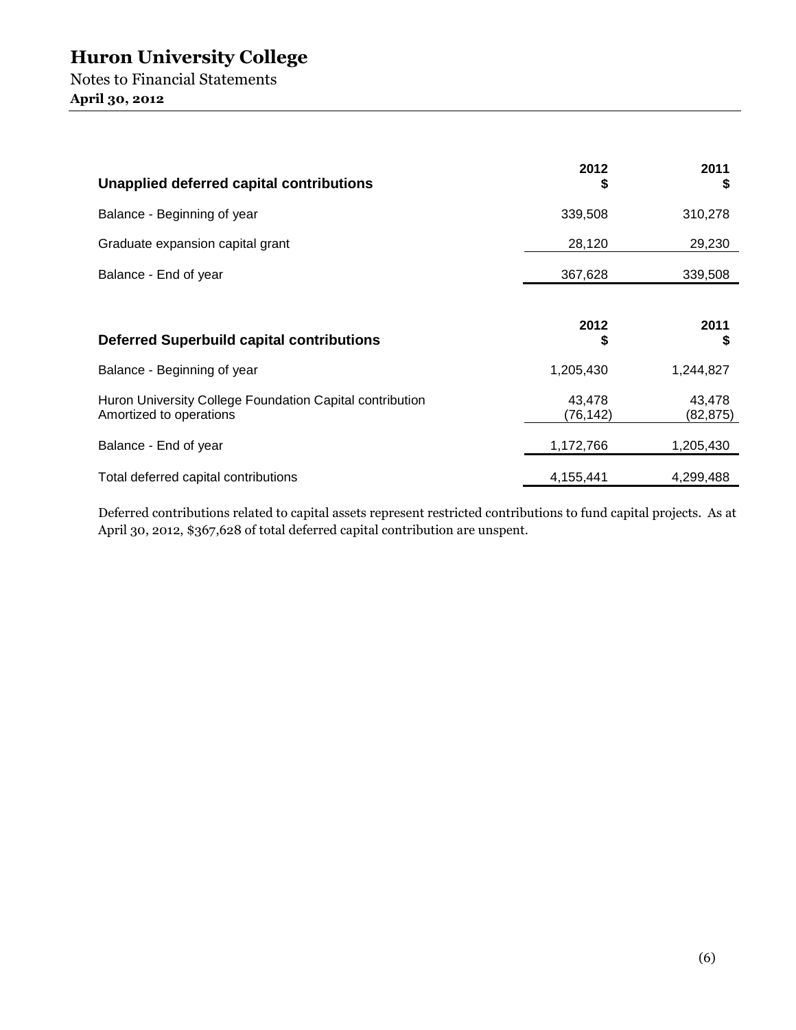| Unapplied deferred capital contributions | 2012 $ | 2011 $ |
|---|---|---|
| Balance - Beginning of year | 339,508 | 310,278 |
| Graduate expansion capital grant | 28,120 | 29,230 |
| Balance - End of year | 367,628 | 339,508 |

| Deferred Superbuild capital contributions | 2012 $ | 2011 $ |
|---|---|---|
| Balance - Beginning of year | 1,205,430 | 1,244,827 |
| Huron University College Foundation Capital contribution | 43,478 | 43,478 |
| Amortized to operations | (76,142) | (82,875) |
| Balance - End of year | 1,172,766 | 1,205,430 |
| Total deferred capital contributions | 4,155,441 | 4,299,488 |

Deferred contributions related to capital assets represent restricted contributions to fund capital projects. As at April 30, 2012, $367,628 of total deferred capital contribution are unspent.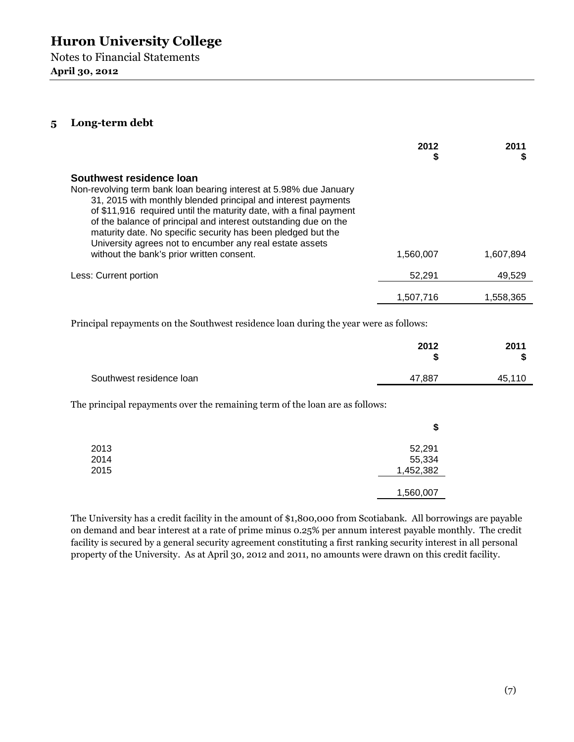# Huron University College

Notes to Financial Statements
**April 30, 2012**

## 5 Long-term debt

| | 2012 $ | 2011 $ |
|---|---|---|
| **Southwest residence loan** | | |
| Non-revolving term bank loan bearing interest at 5.98% due January 31, 2015 with monthly blended principal and interest payments of $11,916 required until the maturity date, with a final payment of the balance of principal and interest outstanding due on the maturity date. No specific security has been pledged but the University agrees not to encumber any real estate assets without the bank's prior written consent. | 1,560,007 | 1,607,894 |
| Less: Current portion | 52,291 | 49,529 |
| | 1,507,716 | 1,558,365 |

Principal repayments on the Southwest residence loan during the year were as follows:

| | 2012 $ | 2011 $ |
|---|---|---|
| Southwest residence loan | 47,887 | 45,110 |

The principal repayments over the remaining term of the loan are as follows:

| | $ |
|---|---|
| 2013 | 52,291 |
| 2014 | 55,334 |
| 2015 | 1,452,382 |
| | 1,560,007 |

The University has a credit facility in the amount of $1,800,000 from Scotiabank. All borrowings are payable on demand and bear interest at a rate of prime minus 0.25% per annum interest payable monthly. The credit facility is secured by a general security agreement constituting a first ranking security interest in all personal property of the University. As at April 30, 2012 and 2011, no amounts were drawn on this credit facility.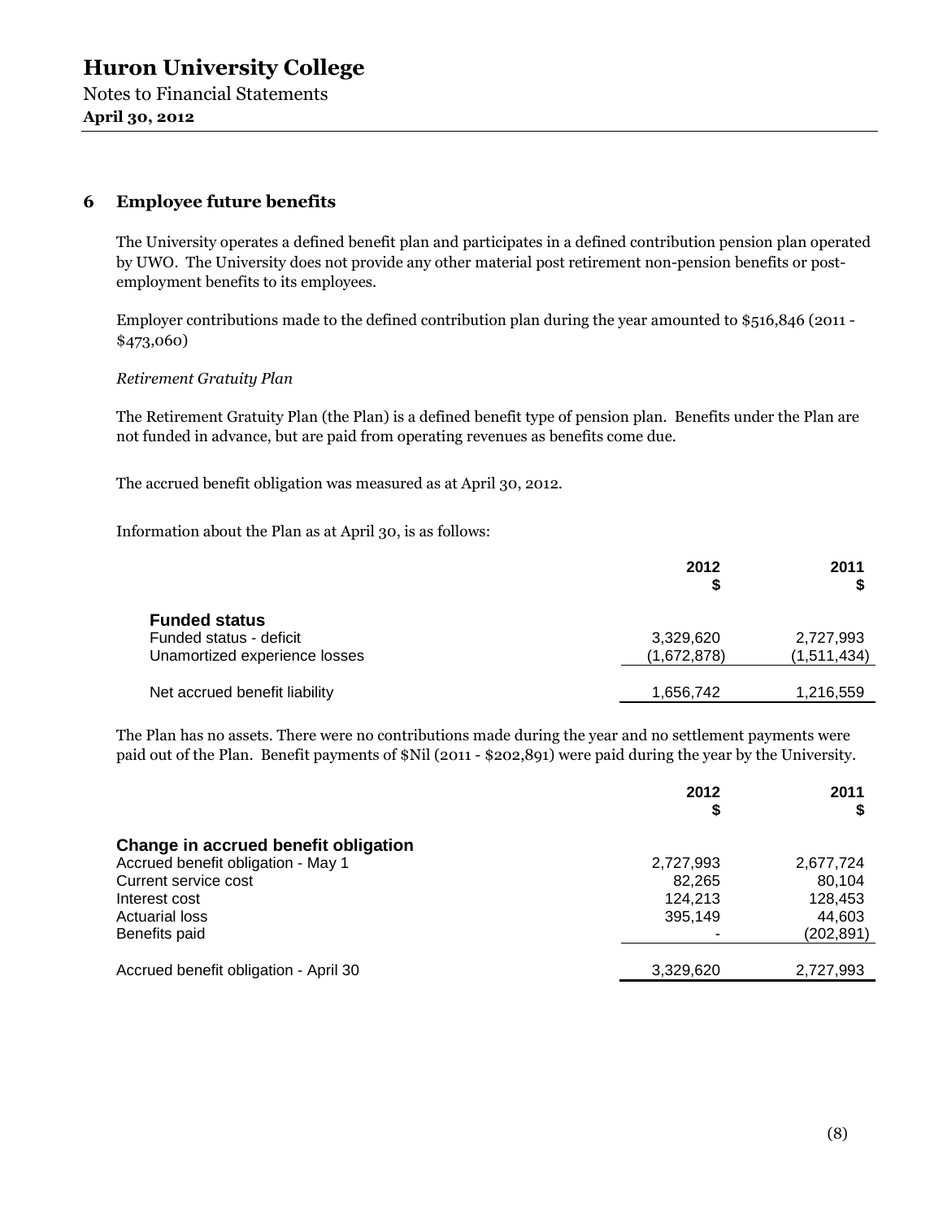# Huron University College

Notes to Financial Statements

**April 30, 2012**

## 6 Employee future benefits

The University operates a defined benefit plan and participates in a defined contribution pension plan operated by UWO. The University does not provide any other material post retirement non-pension benefits or post-employment benefits to its employees.

Employer contributions made to the defined contribution plan during the year amounted to $516,846 (2011 - $473,060)

*Retirement Gratuity Plan*

The Retirement Gratuity Plan (the Plan) is a defined benefit type of pension plan. Benefits under the Plan are not funded in advance, but are paid from operating revenues as benefits come due.

The accrued benefit obligation was measured as at April 30, 2012.

Information about the Plan as at April 30, is as follows:

| | 2012<br>$ | 2011<br>$ |
|---|---|---|
| **Funded status** | | |
| Funded status - deficit | 3,329,620 | 2,727,993 |
| Unamortized experience losses | (1,672,878) | (1,511,434) |
| Net accrued benefit liability | 1,656,742 | 1,216,559 |

The Plan has no assets. There were no contributions made during the year and no settlement payments were paid out of the Plan. Benefit payments of $Nil (2011 - $202,891) were paid during the year by the University.

| | 2012<br>$ | 2011<br>$ |
|---|---|---|
| **Change in accrued benefit obligation** | | |
| Accrued benefit obligation - May 1 | 2,727,993 | 2,677,724 |
| Current service cost | 82,265 | 80,104 |
| Interest cost | 124,213 | 128,453 |
| Actuarial loss | 395,149 | 44,603 |
| Benefits paid | - | (202,891) |
| Accrued benefit obligation - April 30 | 3,329,620 | 2,727,993 |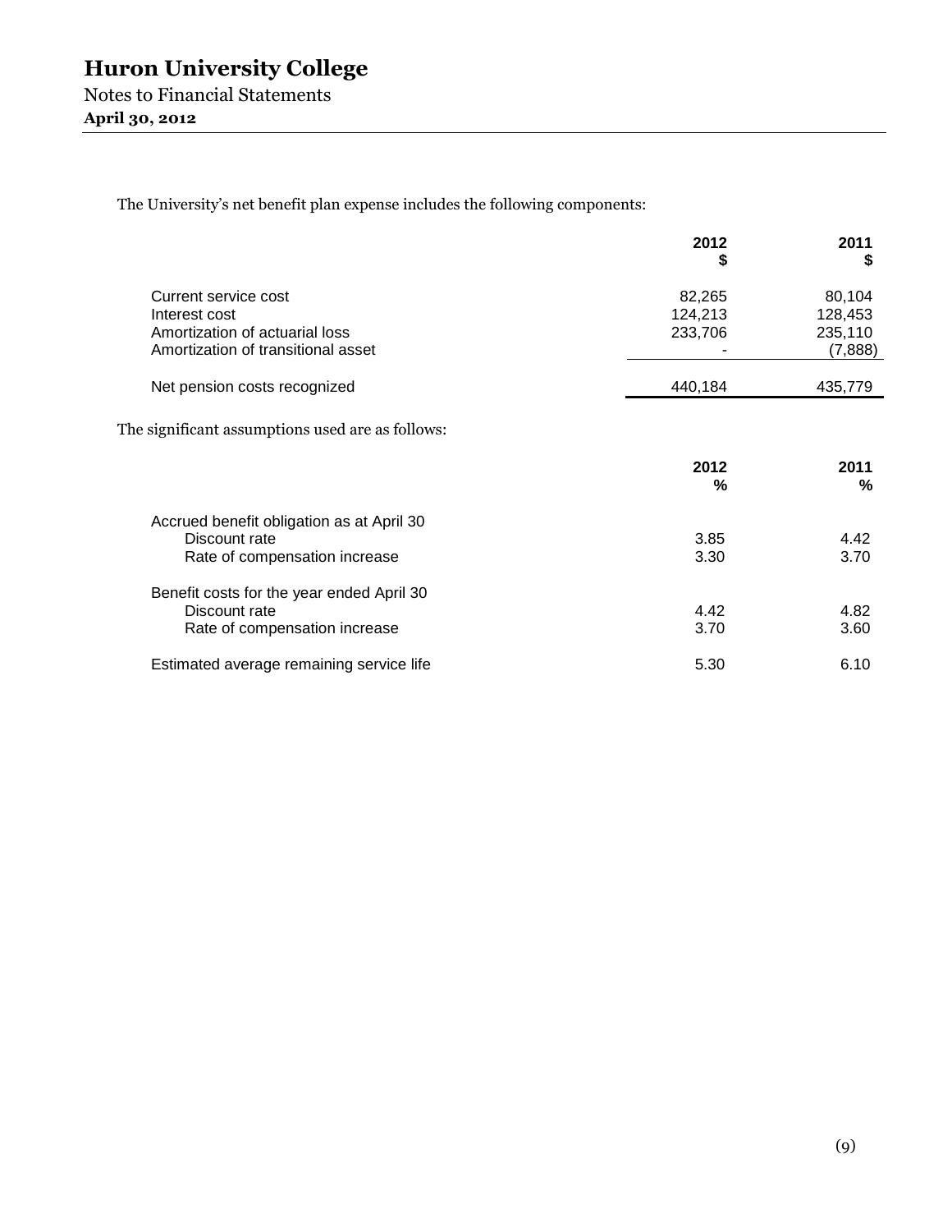The University's net benefit plan expense includes the following components:

| | 2012<br>$ | 2011<br>$ |
|---|---|---|
| Current service cost | 82,265 | 80,104 |
| Interest cost | 124,213 | 128,453 |
| Amortization of actuarial loss | 233,706 | 235,110 |
| Amortization of transitional asset | - | (7,888) |
| Net pension costs recognized | 440,184 | 435,779 |

The significant assumptions used are as follows:

| | 2012<br>% | 2011<br>% |
|---|---|---|
| Accrued benefit obligation as at April 30 | | |
| Discount rate | 3.85 | 4.42 |
| Rate of compensation increase | 3.30 | 3.70 |
| Benefit costs for the year ended April 30 | | |
| Discount rate | 4.42 | 4.82 |
| Rate of compensation increase | 3.70 | 3.60 |
| Estimated average remaining service life | 5.30 | 6.10 |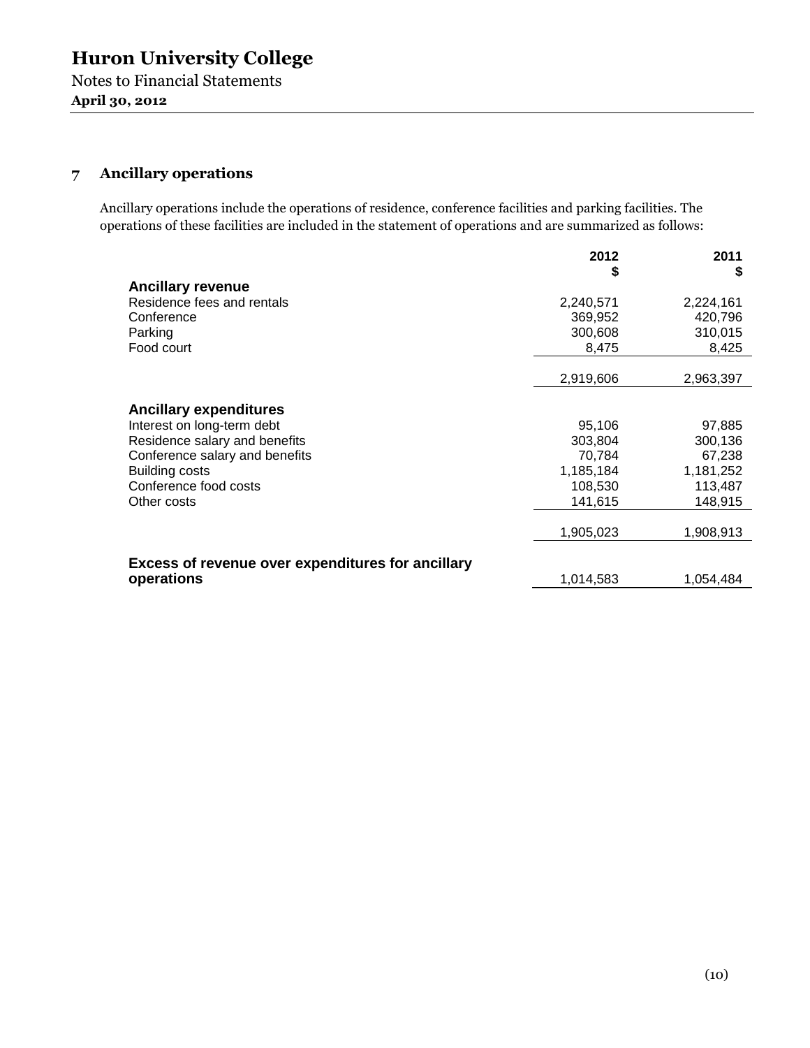## 7 Ancillary operations

Ancillary operations include the operations of residence, conference facilities and parking facilities. The operations of these facilities are included in the statement of operations and are summarized as follows:

| | 2012<br>$ | 2011<br>$ |
|---|---|---|
| **Ancillary revenue** | | |
| Residence fees and rentals | 2,240,571 | 2,224,161 |
| Conference | 369,952 | 420,796 |
| Parking | 300,608 | 310,015 |
| Food court | 8,475 | 8,425 |
| | 2,919,606 | 2,963,397 |
| **Ancillary expenditures** | | |
| Interest on long-term debt | 95,106 | 97,885 |
| Residence salary and benefits | 303,804 | 300,136 |
| Conference salary and benefits | 70,784 | 67,238 |
| Building costs | 1,185,184 | 1,181,252 |
| Conference food costs | 108,530 | 113,487 |
| Other costs | 141,615 | 148,915 |
| | 1,905,023 | 1,908,913 |
| **Excess of revenue over expenditures for ancillary operations** | 1,014,583 | 1,054,484 |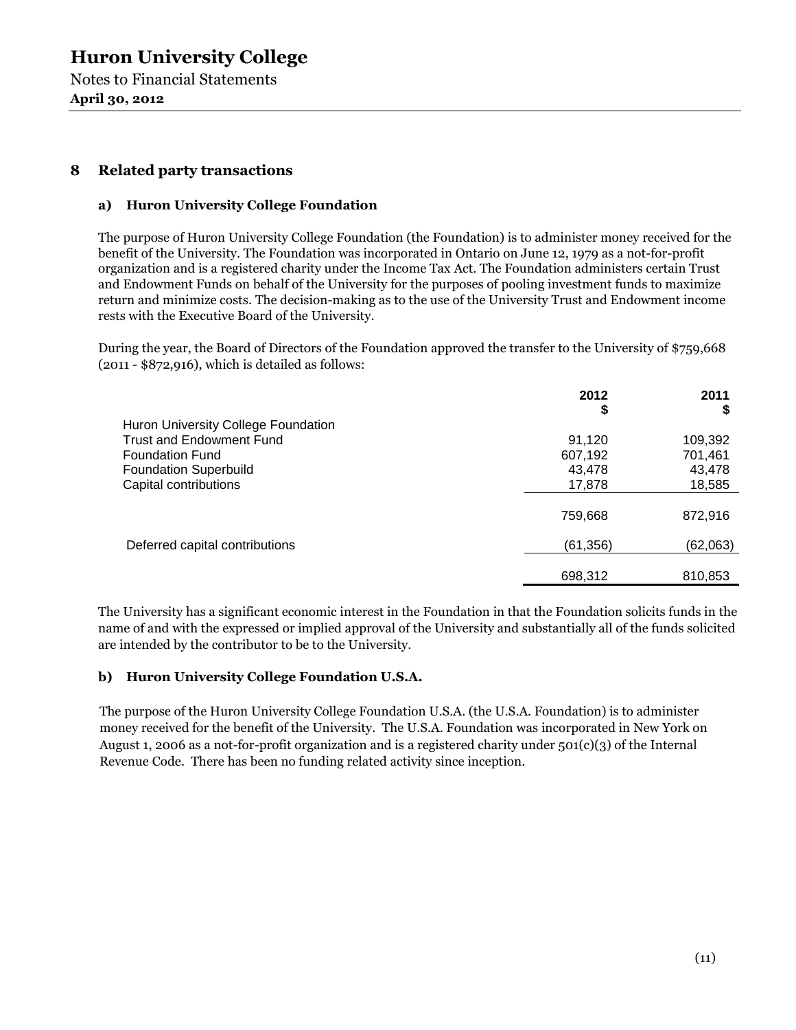## 8 Related party transactions

### a) Huron University College Foundation

The purpose of Huron University College Foundation (the Foundation) is to administer money received for the benefit of the University. The Foundation was incorporated in Ontario on June 12, 1979 as a not-for-profit organization and is a registered charity under the Income Tax Act. The Foundation administers certain Trust and Endowment Funds on behalf of the University for the purposes of pooling investment funds to maximize return and minimize costs. The decision-making as to the use of the University Trust and Endowment income rests with the Executive Board of the University.

During the year, the Board of Directors of the Foundation approved the transfer to the University of $759,668 (2011 - $872,916), which is detailed as follows:

| | 2012<br>$ | 2011<br>$ |
|---|---|---|
| Huron University College Foundation | | |
| Trust and Endowment Fund | 91,120 | 109,392 |
| Foundation Fund | 607,192 | 701,461 |
| Foundation Superbuild | 43,478 | 43,478 |
| Capital contributions | 17,878 | 18,585 |
| | 759,668 | 872,916 |
| Deferred capital contributions | (61,356) | (62,063) |
| | 698,312 | 810,853 |

The University has a significant economic interest in the Foundation in that the Foundation solicits funds in the name of and with the expressed or implied approval of the University and substantially all of the funds solicited are intended by the contributor to be to the University.

### b) Huron University College Foundation U.S.A.

The purpose of the Huron University College Foundation U.S.A. (the U.S.A. Foundation) is to administer money received for the benefit of the University. The U.S.A. Foundation was incorporated in New York on August 1, 2006 as a not-for-profit organization and is a registered charity under 501(c)(3) of the Internal Revenue Code. There has been no funding related activity since inception.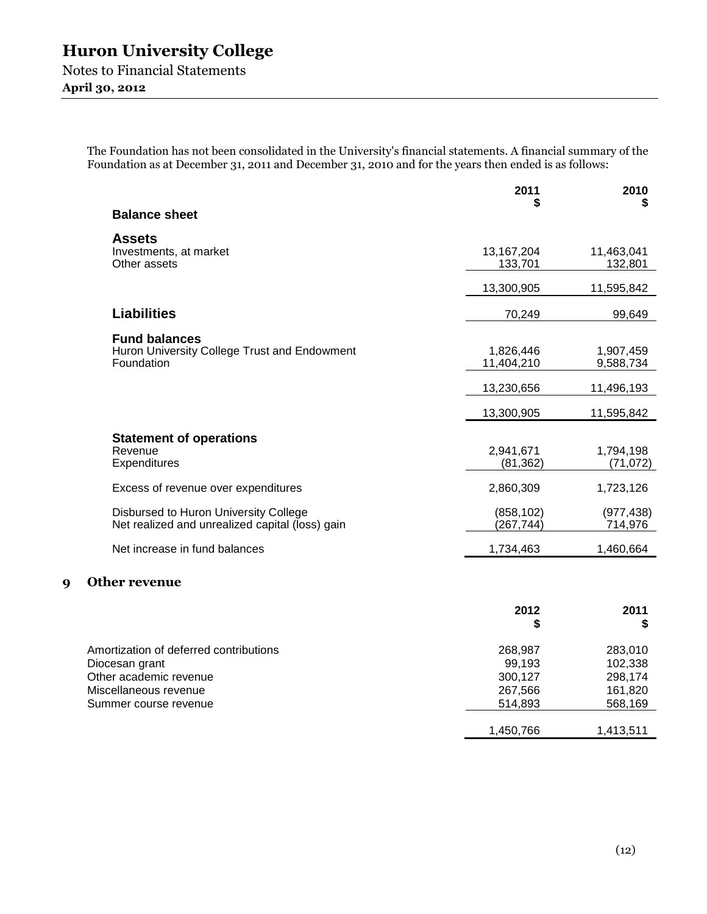The Foundation has not been consolidated in the University's financial statements. A financial summary of the Foundation as at December 31, 2011 and December 31, 2010 and for the years then ended is as follows:

| | 2011<br>$ | 2010<br>$ |
|---|---|---|
| **Balance sheet** | | |
| **Assets** | | |
| Investments, at market | 13,167,204 | 11,463,041 |
| Other assets | 133,701 | 132,801 |
| | 13,300,905 | 11,595,842 |
| **Liabilities** | 70,249 | 99,649 |
| **Fund balances** | | |
| Huron University College Trust and Endowment | 1,826,446 | 1,907,459 |
| Foundation | 11,404,210 | 9,588,734 |
| | 13,230,656 | 11,496,193 |
| | 13,300,905 | 11,595,842 |
| **Statement of operations** | | |
| Revenue | 2,941,671 | 1,794,198 |
| Expenditures | (81,362) | (71,072) |
| Excess of revenue over expenditures | 2,860,309 | 1,723,126 |
| Disbursed to Huron University College | (858,102) | (977,438) |
| Net realized and unrealized capital (loss) gain | (267,744) | 714,976 |
| Net increase in fund balances | 1,734,463 | 1,460,664 |

## 9 Other revenue

| | 2012<br>$ | 2011<br>$ |
|---|---|---|
| Amortization of deferred contributions | 268,987 | 283,010 |
| Diocesan grant | 99,193 | 102,338 |
| Other academic revenue | 300,127 | 298,174 |
| Miscellaneous revenue | 267,566 | 161,820 |
| Summer course revenue | 514,893 | 568,169 |
| | 1,450,766 | 1,413,511 |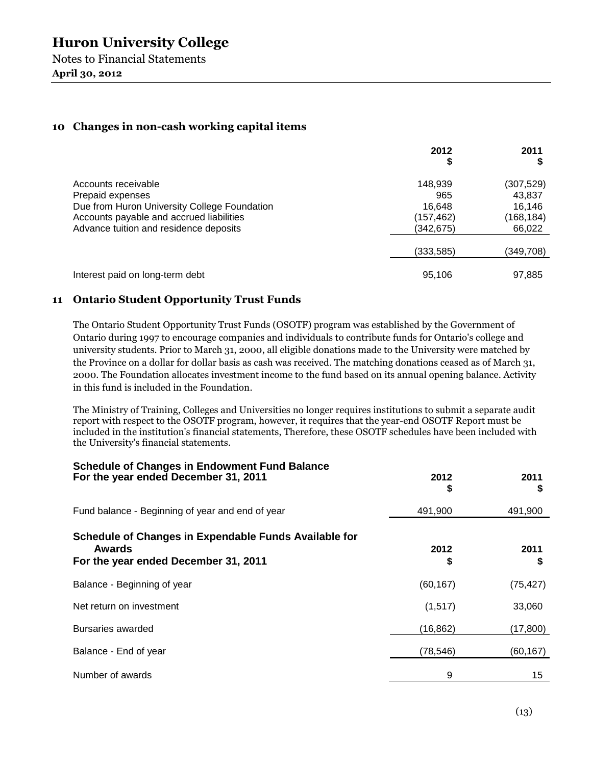## 10 Changes in non-cash working capital items

| | 2012<br>$ | 2011<br>$ |
|---|---|---|
| Accounts receivable | 148,939 | (307,529) |
| Prepaid expenses | 965 | 43,837 |
| Due from Huron University College Foundation | 16,648 | 16,146 |
| Accounts payable and accrued liabilities | (157,462) | (168,184) |
| Advance tuition and residence deposits | (342,675) | 66,022 |
| | (333,585) | (349,708) |
| Interest paid on long-term debt | 95,106 | 97,885 |

## 11 Ontario Student Opportunity Trust Funds

The Ontario Student Opportunity Trust Funds (OSOTF) program was established by the Government of Ontario during 1997 to encourage companies and individuals to contribute funds for Ontario's college and university students. Prior to March 31, 2000, all eligible donations made to the University were matched by the Province on a dollar for dollar basis as cash was received. The matching donations ceased as of March 31, 2000. The Foundation allocates investment income to the fund based on its annual opening balance. Activity in this fund is included in the Foundation.

The Ministry of Training, Colleges and Universities no longer requires institutions to submit a separate audit report with respect to the OSOTF program, however, it requires that the year-end OSOTF Report must be included in the institution's financial statements, Therefore, these OSOTF schedules have been included with the University's financial statements.

**Schedule of Changes in Endowment Fund Balance**
**For the year ended December 31, 2011**

| | 2012<br>$ | 2011<br>$ |
|---|---|---|
| Fund balance - Beginning of year and end of year | 491,900 | 491,900 |

**Schedule of Changes in Expendable Funds Available for Awards**
**For the year ended December 31, 2011**

| | 2012<br>$ | 2011<br>$ |
|---|---|---|
| Balance - Beginning of year | (60,167) | (75,427) |
| Net return on investment | (1,517) | 33,060 |
| Bursaries awarded | (16,862) | (17,800) |
| Balance - End of year | (78,546) | (60,167) |
| Number of awards | 9 | 15 |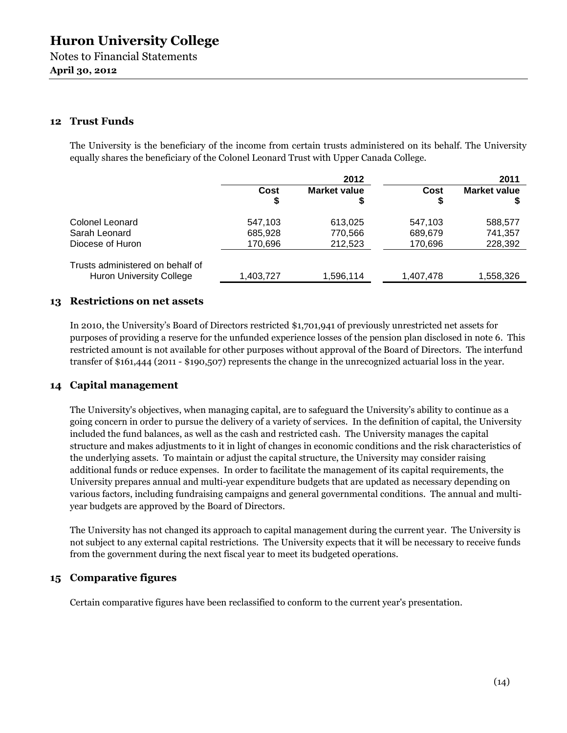# Huron University College

Notes to Financial Statements

**April 30, 2012**

## 12 Trust Funds

The University is the beneficiary of the income from certain trusts administered on its behalf. The University equally shares the beneficiary of the Colonel Leonard Trust with Upper Canada College.

| | 2012 | | 2011 | |
|---|---|---|---|---|
| | Cost $ | Market value $ | Cost $ | Market value $ |
| Colonel Leonard | 547,103 | 613,025 | 547,103 | 588,577 |
| Sarah Leonard | 685,928 | 770,566 | 689,679 | 741,357 |
| Diocese of Huron | 170,696 | 212,523 | 170,696 | 228,392 |
| Trusts administered on behalf of Huron University College | 1,403,727 | 1,596,114 | 1,407,478 | 1,558,326 |

## 13 Restrictions on net assets

In 2010, the University's Board of Directors restricted $1,701,941 of previously unrestricted net assets for purposes of providing a reserve for the unfunded experience losses of the pension plan disclosed in note 6. This restricted amount is not available for other purposes without approval of the Board of Directors. The interfund transfer of $161,444 (2011 - $190,507) represents the change in the unrecognized actuarial loss in the year.

## 14 Capital management

The University's objectives, when managing capital, are to safeguard the University's ability to continue as a going concern in order to pursue the delivery of a variety of services. In the definition of capital, the University included the fund balances, as well as the cash and restricted cash. The University manages the capital structure and makes adjustments to it in light of changes in economic conditions and the risk characteristics of the underlying assets. To maintain or adjust the capital structure, the University may consider raising additional funds or reduce expenses. In order to facilitate the management of its capital requirements, the University prepares annual and multi-year expenditure budgets that are updated as necessary depending on various factors, including fundraising campaigns and general governmental conditions. The annual and multi-year budgets are approved by the Board of Directors.

The University has not changed its approach to capital management during the current year. The University is not subject to any external capital restrictions. The University expects that it will be necessary to receive funds from the government during the next fiscal year to meet its budgeted operations.

## 15 Comparative figures

Certain comparative figures have been reclassified to conform to the current year's presentation.